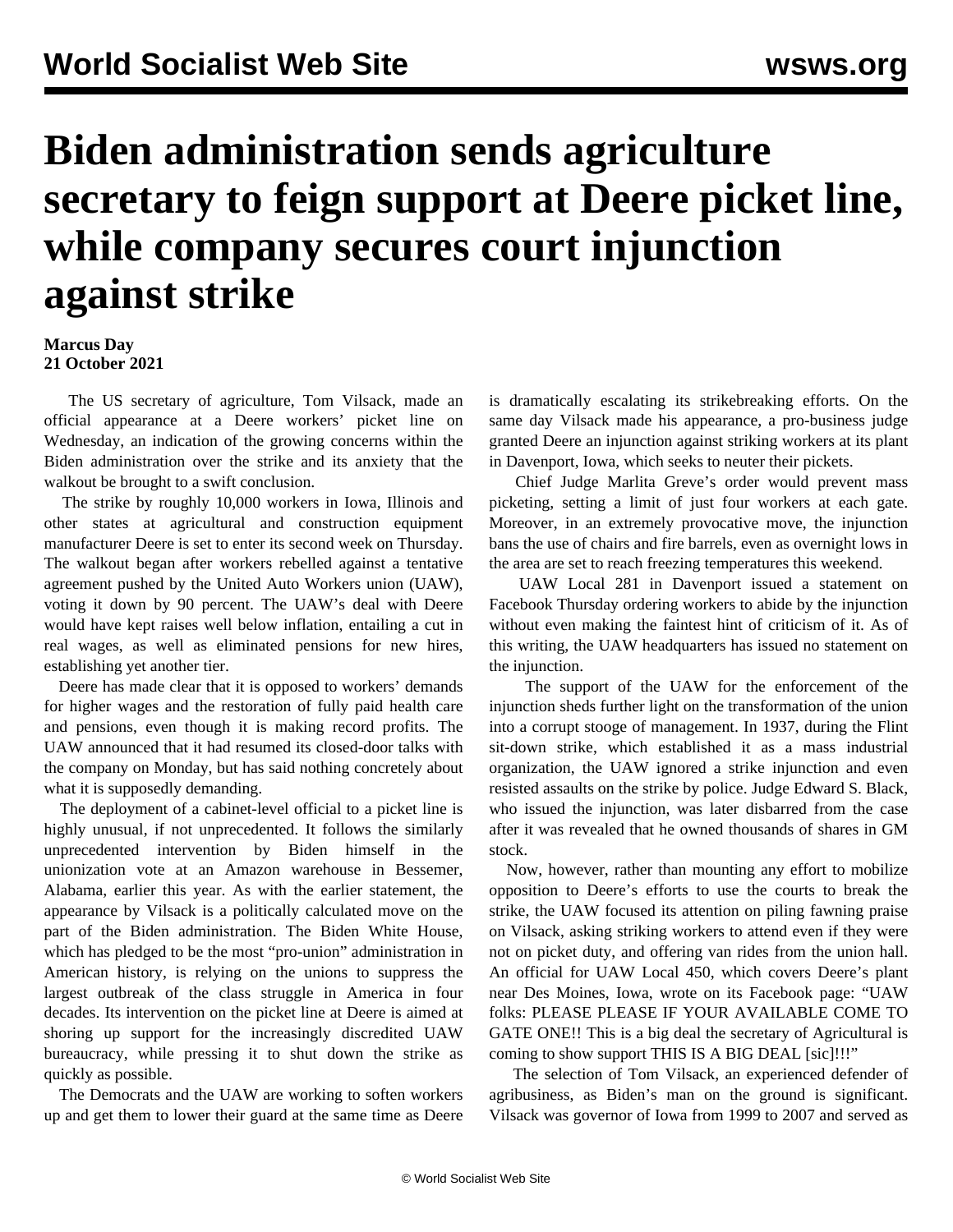# Biden administration sends agriculture secretary to feign support at Deere picket line, while company secures court injunction against strike

**Marcus Day**
**21 October 2021**

The US secretary of agriculture, Tom Vilsack, made an official appearance at a Deere workers' picket line on Wednesday, an indication of the growing concerns within the Biden administration over the strike and its anxiety that the walkout be brought to a swift conclusion.

The strike by roughly 10,000 workers in Iowa, Illinois and other states at agricultural and construction equipment manufacturer Deere is set to enter its second week on Thursday. The walkout began after workers rebelled against a tentative agreement pushed by the United Auto Workers union (UAW), voting it down by 90 percent. The UAW's deal with Deere would have kept raises well below inflation, entailing a cut in real wages, as well as eliminated pensions for new hires, establishing yet another tier.

Deere has made clear that it is opposed to workers' demands for higher wages and the restoration of fully paid health care and pensions, even though it is making record profits. The UAW announced that it had resumed its closed-door talks with the company on Monday, but has said nothing concretely about what it is supposedly demanding.

The deployment of a cabinet-level official to a picket line is highly unusual, if not unprecedented. It follows the similarly unprecedented intervention by Biden himself in the unionization vote at an Amazon warehouse in Bessemer, Alabama, earlier this year. As with the earlier statement, the appearance by Vilsack is a politically calculated move on the part of the Biden administration. The Biden White House, which has pledged to be the most "pro-union" administration in American history, is relying on the unions to suppress the largest outbreak of the class struggle in America in four decades. Its intervention on the picket line at Deere is aimed at shoring up support for the increasingly discredited UAW bureaucracy, while pressing it to shut down the strike as quickly as possible.

The Democrats and the UAW are working to soften workers up and get them to lower their guard at the same time as Deere is dramatically escalating its strikebreaking efforts. On the same day Vilsack made his appearance, a pro-business judge granted Deere an injunction against striking workers at its plant in Davenport, Iowa, which seeks to neuter their pickets.

Chief Judge Marlita Greve's order would prevent mass picketing, setting a limit of just four workers at each gate. Moreover, in an extremely provocative move, the injunction bans the use of chairs and fire barrels, even as overnight lows in the area are set to reach freezing temperatures this weekend.

UAW Local 281 in Davenport issued a statement on Facebook Thursday ordering workers to abide by the injunction without even making the faintest hint of criticism of it. As of this writing, the UAW headquarters has issued no statement on the injunction.

The support of the UAW for the enforcement of the injunction sheds further light on the transformation of the union into a corrupt stooge of management. In 1937, during the Flint sit-down strike, which established it as a mass industrial organization, the UAW ignored a strike injunction and even resisted assaults on the strike by police. Judge Edward S. Black, who issued the injunction, was later disbarred from the case after it was revealed that he owned thousands of shares in GM stock.

Now, however, rather than mounting any effort to mobilize opposition to Deere's efforts to use the courts to break the strike, the UAW focused its attention on piling fawning praise on Vilsack, asking striking workers to attend even if they were not on picket duty, and offering van rides from the union hall. An official for UAW Local 450, which covers Deere's plant near Des Moines, Iowa, wrote on its Facebook page: "UAW folks: PLEASE PLEASE IF YOUR AVAILABLE COME TO GATE ONE!! This is a big deal the secretary of Agricultural is coming to show support THIS IS A BIG DEAL [sic]!!!"

The selection of Tom Vilsack, an experienced defender of agribusiness, as Biden's man on the ground is significant. Vilsack was governor of Iowa from 1999 to 2007 and served as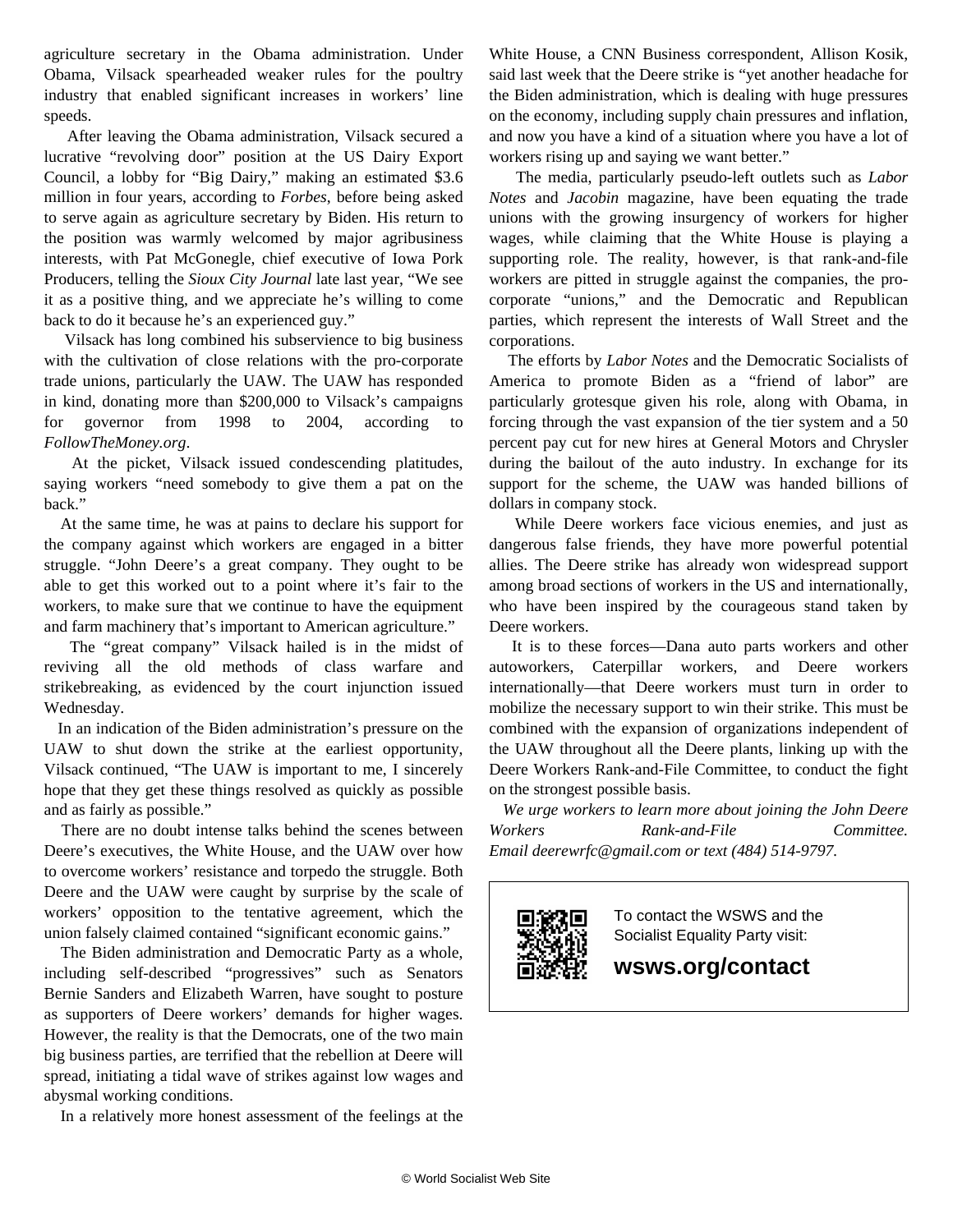agriculture secretary in the Obama administration. Under Obama, Vilsack spearheaded weaker rules for the poultry industry that enabled significant increases in workers' line speeds.

After leaving the Obama administration, Vilsack secured a lucrative "revolving door" position at the US Dairy Export Council, a lobby for "Big Dairy," making an estimated $3.6 million in four years, according to *Forbes*, before being asked to serve again as agriculture secretary by Biden. His return to the position was warmly welcomed by major agribusiness interests, with Pat McGonegle, chief executive of Iowa Pork Producers, telling the *Sioux City Journal* late last year, "We see it as a positive thing, and we appreciate he's willing to come back to do it because he's an experienced guy."

Vilsack has long combined his subservience to big business with the cultivation of close relations with the pro-corporate trade unions, particularly the UAW. The UAW has responded in kind, donating more than $200,000 to Vilsack's campaigns for governor from 1998 to 2004, according to *FollowTheMoney.org*.

At the picket, Vilsack issued condescending platitudes, saying workers "need somebody to give them a pat on the back."

At the same time, he was at pains to declare his support for the company against which workers are engaged in a bitter struggle. "John Deere's a great company. They ought to be able to get this worked out to a point where it's fair to the workers, to make sure that we continue to have the equipment and farm machinery that's important to American agriculture."

The "great company" Vilsack hailed is in the midst of reviving all the old methods of class warfare and strikebreaking, as evidenced by the court injunction issued Wednesday.

In an indication of the Biden administration's pressure on the UAW to shut down the strike at the earliest opportunity, Vilsack continued, "The UAW is important to me, I sincerely hope that they get these things resolved as quickly as possible and as fairly as possible."

There are no doubt intense talks behind the scenes between Deere's executives, the White House, and the UAW over how to overcome workers' resistance and torpedo the struggle. Both Deere and the UAW were caught by surprise by the scale of workers' opposition to the tentative agreement, which the union falsely claimed contained "significant economic gains."

The Biden administration and Democratic Party as a whole, including self-described "progressives" such as Senators Bernie Sanders and Elizabeth Warren, have sought to posture as supporters of Deere workers' demands for higher wages. However, the reality is that the Democrats, one of the two main big business parties, are terrified that the rebellion at Deere will spread, initiating a tidal wave of strikes against low wages and abysmal working conditions.

In a relatively more honest assessment of the feelings at the White House, a CNN Business correspondent, Allison Kosik, said last week that the Deere strike is "yet another headache for the Biden administration, which is dealing with huge pressures on the economy, including supply chain pressures and inflation, and now you have a kind of a situation where you have a lot of workers rising up and saying we want better."

The media, particularly pseudo-left outlets such as *Labor Notes* and *Jacobin* magazine, have been equating the trade unions with the growing insurgency of workers for higher wages, while claiming that the White House is playing a supporting role. The reality, however, is that rank-and-file workers are pitted in struggle against the companies, the pro-corporate "unions," and the Democratic and Republican parties, which represent the interests of Wall Street and the corporations.

The efforts by *Labor Notes* and the Democratic Socialists of America to promote Biden as a "friend of labor" are particularly grotesque given his role, along with Obama, in forcing through the vast expansion of the tier system and a 50 percent pay cut for new hires at General Motors and Chrysler during the bailout of the auto industry. In exchange for its support for the scheme, the UAW was handed billions of dollars in company stock.

While Deere workers face vicious enemies, and just as dangerous false friends, they have more powerful potential allies. The Deere strike has already won widespread support among broad sections of workers in the US and internationally, who have been inspired by the courageous stand taken by Deere workers.

It is to these forces—Dana auto parts workers and other autoworkers, Caterpillar workers, and Deere workers internationally—that Deere workers must turn in order to mobilize the necessary support to win their strike. This must be combined with the expansion of organizations independent of the UAW throughout all the Deere plants, linking up with the Deere Workers Rank-and-File Committee, to conduct the fight on the strongest possible basis.

*We urge workers to learn more about joining the John Deere Workers Rank-and-File Committee. Email deerewrfc@gmail.com or text (484) 514-9797.*

To contact the WSWS and the Socialist Equality Party visit:

**wsws.org/contact**